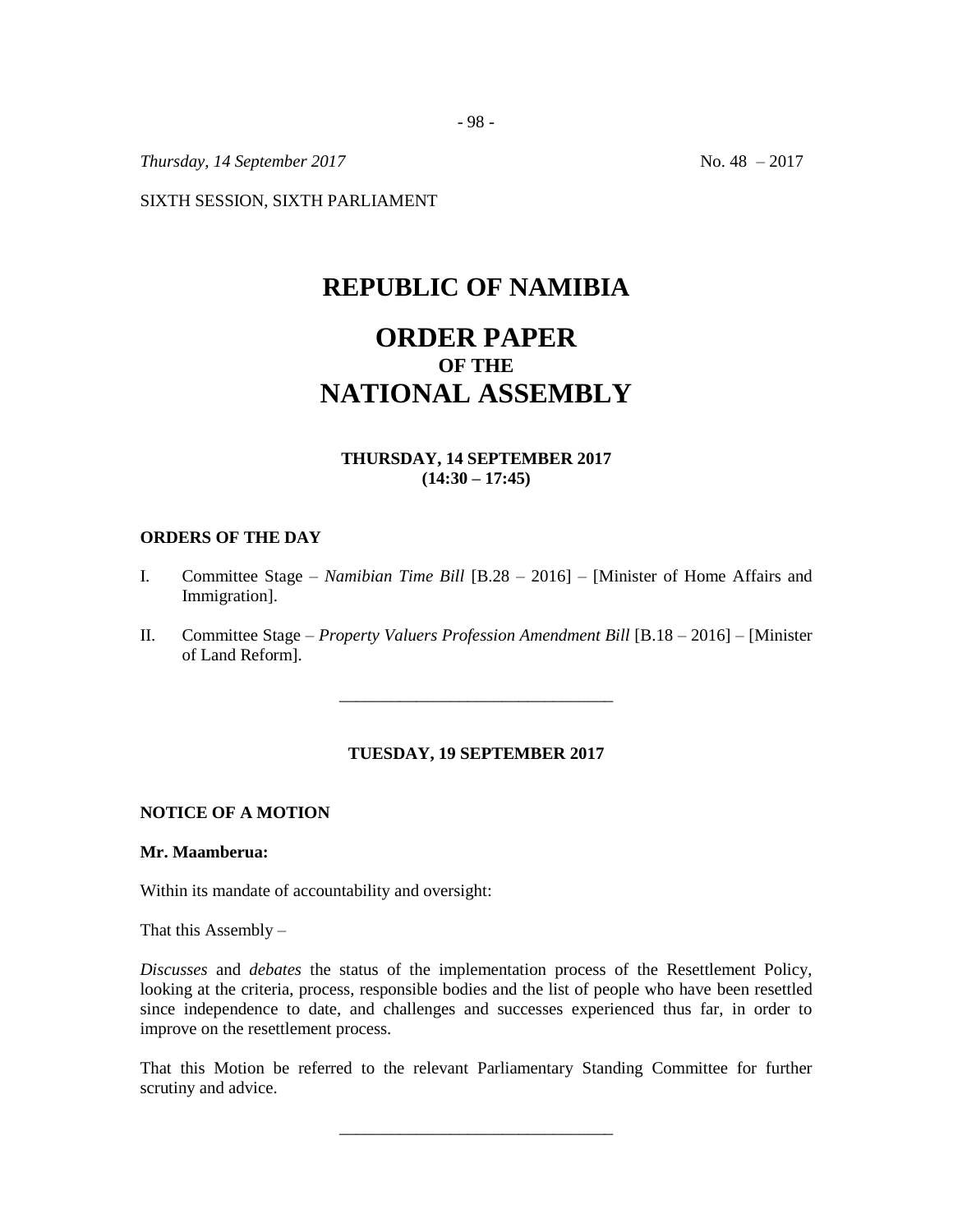*Thursday, 14 September 2017* No. 48 – 2017

SIXTH SESSION, SIXTH PARLIAMENT

# REPUBLIC OF NAMIBIA

# ORDER PAPER
## OF THE
# NATIONAL ASSEMBLY

**THURSDAY, 14 SEPTEMBER 2017**
**(14:30 – 17:45)**

**ORDERS OF THE DAY**

I. Committee Stage – *Namibian Time Bill* [B.28 – 2016] – [Minister of Home Affairs and Immigration].

II. Committee Stage – *Property Valuers Profession Amendment Bill* [B.18 – 2016] – [Minister of Land Reform].

---

**TUESDAY, 19 SEPTEMBER 2017**

**NOTICE OF A MOTION**

**Mr. Maamberua:**

Within its mandate of accountability and oversight:

That this Assembly –

*Discusses* and *debates* the status of the implementation process of the Resettlement Policy, looking at the criteria, process, responsible bodies and the list of people who have been resettled since independence to date, and challenges and successes experienced thus far, in order to improve on the resettlement process.

That this Motion be referred to the relevant Parliamentary Standing Committee for further scrutiny and advice.

---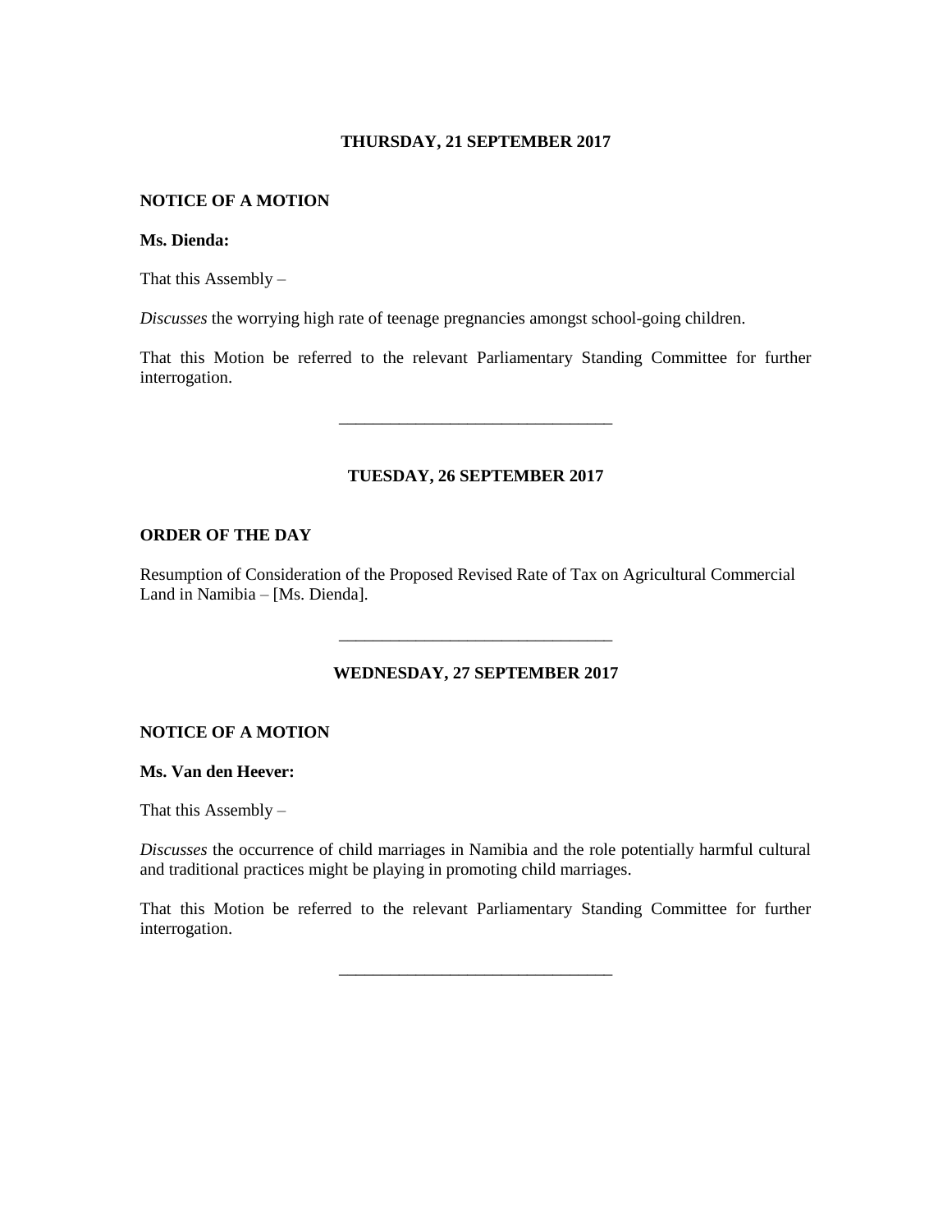**THURSDAY, 21 SEPTEMBER 2017**

**NOTICE OF A MOTION**

**Ms. Dienda:**

That this Assembly –

*Discusses* the worrying high rate of teenage pregnancies amongst school-going children.

That this Motion be referred to the relevant Parliamentary Standing Committee for further interrogation.

---

**TUESDAY, 26 SEPTEMBER 2017**

**ORDER OF THE DAY**

Resumption of Consideration of the Proposed Revised Rate of Tax on Agricultural Commercial Land in Namibia – [Ms. Dienda].

---

**WEDNESDAY, 27 SEPTEMBER 2017**

**NOTICE OF A MOTION**

**Ms. Van den Heever:**

That this Assembly –

*Discusses* the occurrence of child marriages in Namibia and the role potentially harmful cultural and traditional practices might be playing in promoting child marriages.

That this Motion be referred to the relevant Parliamentary Standing Committee for further interrogation.

---